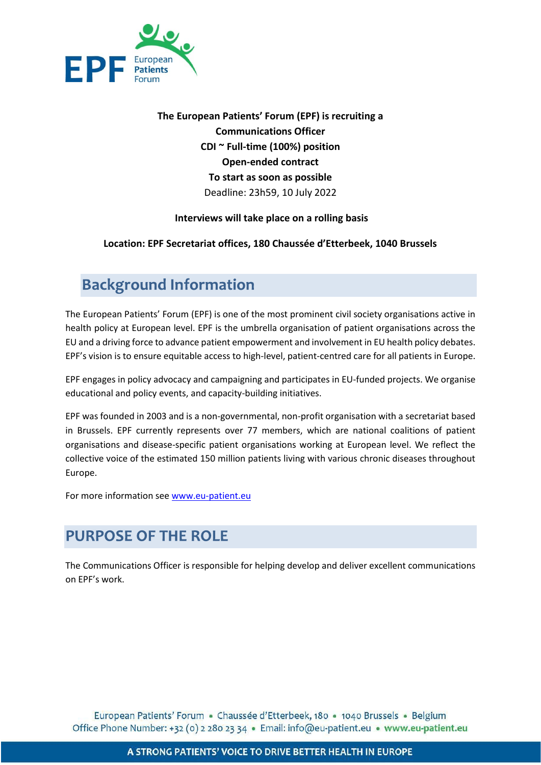**The European Patients' Forum (EPF) is recruiting a**
**Communications Officer**
**CDI ~ Full-time (100%) position**
**Open-ended contract**
**To start as soon as possible**
Deadline: 23h59, 10 July 2022

**Interviews will take place on a rolling basis**

**Location: EPF Secretariat offices, 180 Chaussée d'Etterbeek, 1040 Brussels**

## Background Information

The European Patients' Forum (EPF) is one of the most prominent civil society organisations active in health policy at European level. EPF is the umbrella organisation of patient organisations across the EU and a driving force to advance patient empowerment and involvement in EU health policy debates. EPF's vision is to ensure equitable access to high-level, patient-centred care for all patients in Europe.

EPF engages in policy advocacy and campaigning and participates in EU-funded projects. We organise educational and policy events, and capacity-building initiatives.

EPF was founded in 2003 and is a non-governmental, non-profit organisation with a secretariat based in Brussels. EPF currently represents over 77 members, which are national coalitions of patient organisations and disease-specific patient organisations working at European level. We reflect the collective voice of the estimated 150 million patients living with various chronic diseases throughout Europe.

For more information see [www.eu-patient.eu](http://www.eu-patient.eu)

## PURPOSE OF THE ROLE

The Communications Officer is responsible for helping develop and deliver excellent communications on EPF's work.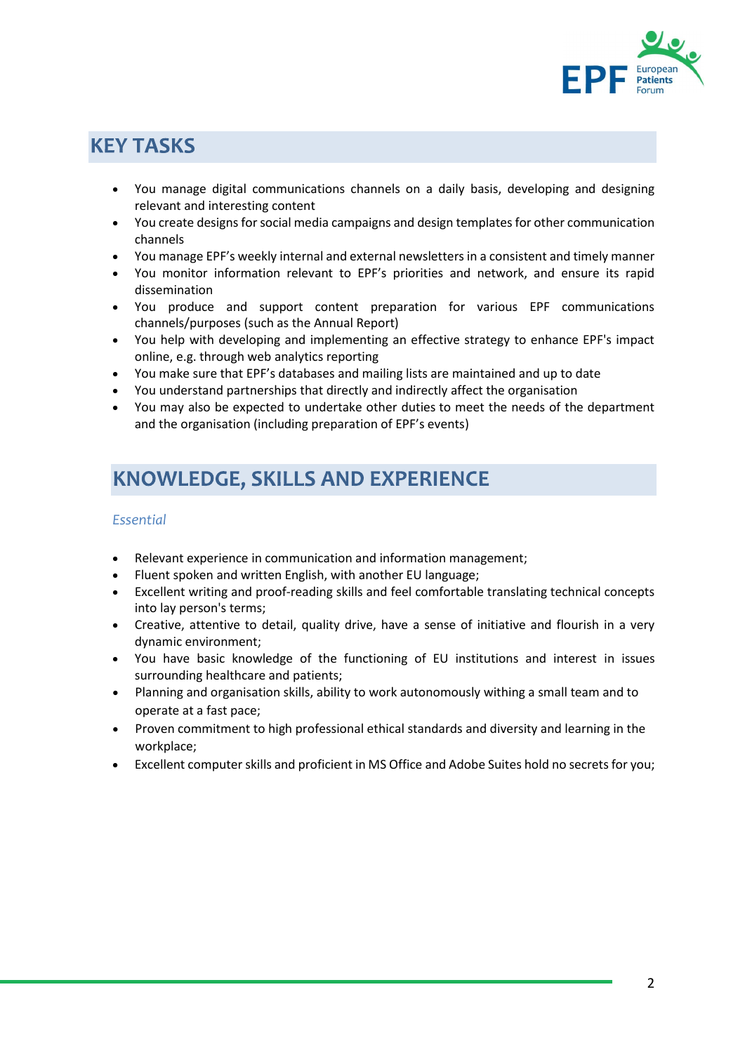## KEY TASKS

- You manage digital communications channels on a daily basis, developing and designing relevant and interesting content
- You create designs for social media campaigns and design templates for other communication channels
- You manage EPF's weekly internal and external newsletters in a consistent and timely manner
- You monitor information relevant to EPF's priorities and network, and ensure its rapid dissemination
- You produce and support content preparation for various EPF communications channels/purposes (such as the Annual Report)
- You help with developing and implementing an effective strategy to enhance EPF's impact online, e.g. through web analytics reporting
- You make sure that EPF's databases and mailing lists are maintained and up to date
- You understand partnerships that directly and indirectly affect the organisation
- You may also be expected to undertake other duties to meet the needs of the department and the organisation (including preparation of EPF's events)

## KNOWLEDGE, SKILLS AND EXPERIENCE

### *Essential*

- Relevant experience in communication and information management;
- Fluent spoken and written English, with another EU language;
- Excellent writing and proof-reading skills and feel comfortable translating technical concepts into lay person's terms;
- Creative, attentive to detail, quality drive, have a sense of initiative and flourish in a very dynamic environment;
- You have basic knowledge of the functioning of EU institutions and interest in issues surrounding healthcare and patients;
- Planning and organisation skills, ability to work autonomously withing a small team and to operate at a fast pace;
- Proven commitment to high professional ethical standards and diversity and learning in the workplace;
- Excellent computer skills and proficient in MS Office and Adobe Suites hold no secrets for you;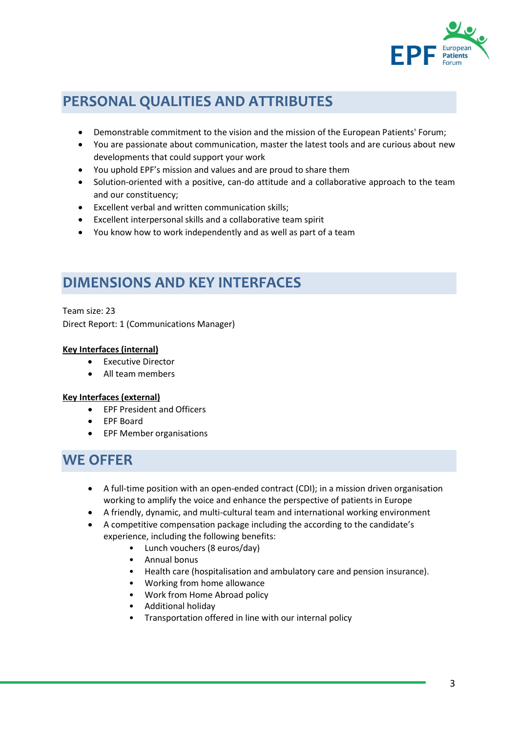## PERSONAL QUALITIES AND ATTRIBUTES

- Demonstrable commitment to the vision and the mission of the European Patients' Forum;
- You are passionate about communication, master the latest tools and are curious about new developments that could support your work
- You uphold EPF's mission and values and are proud to share them
- Solution-oriented with a positive, can-do attitude and a collaborative approach to the team and our constituency;
- Excellent verbal and written communication skills;
- Excellent interpersonal skills and a collaborative team spirit
- You know how to work independently and as well as part of a team

## DIMENSIONS AND KEY INTERFACES

Team size: 23
Direct Report: 1 (Communications Manager)

**Key Interfaces (internal)**

- Executive Director
- All team members

**Key Interfaces (external)**

- EPF President and Officers
- EPF Board
- EPF Member organisations

## WE OFFER

- A full-time position with an open-ended contract (CDI); in a mission driven organisation working to amplify the voice and enhance the perspective of patients in Europe
- A friendly, dynamic, and multi-cultural team and international working environment
- A competitive compensation package including the according to the candidate's experience, including the following benefits:
  - Lunch vouchers (8 euros/day)
  - Annual bonus
  - Health care (hospitalisation and ambulatory care and pension insurance).
  - Working from home allowance
  - Work from Home Abroad policy
  - Additional holiday
  - Transportation offered in line with our internal policy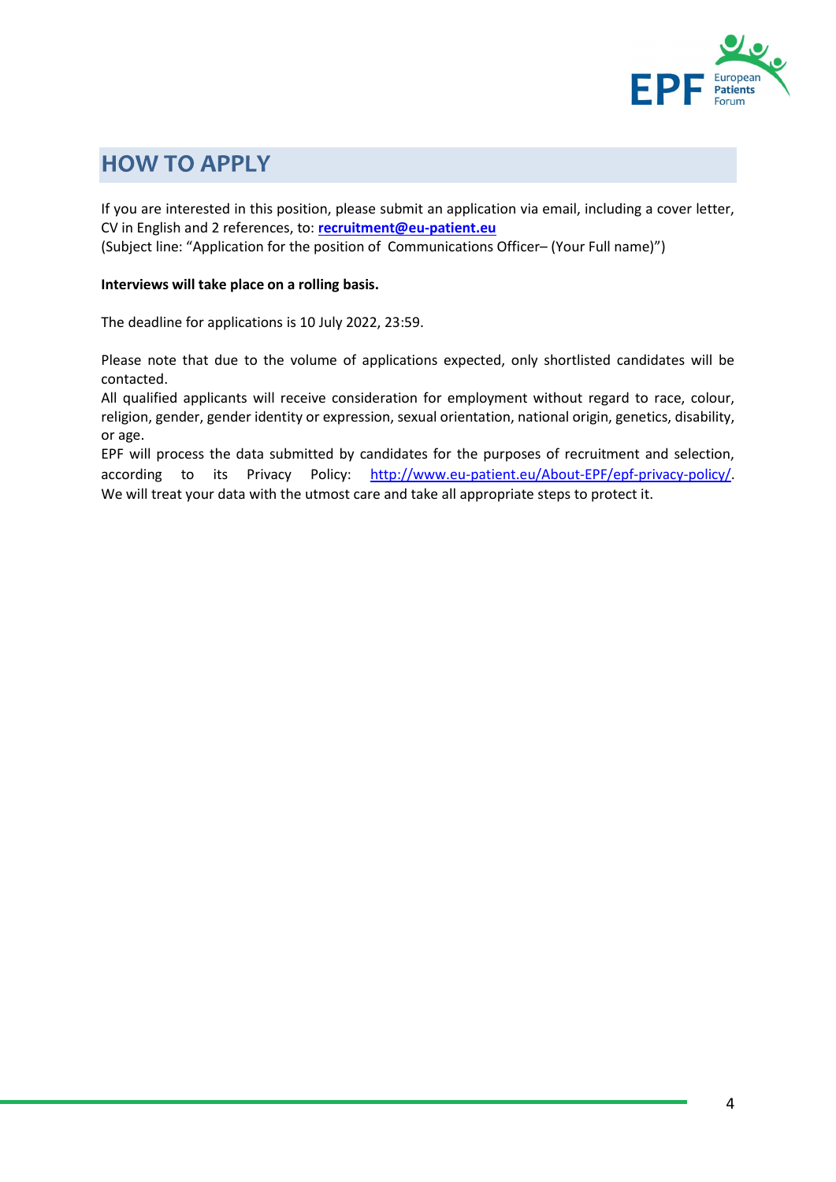## HOW TO APPLY

If you are interested in this position, please submit an application via email, including a cover letter, CV in English and 2 references, to: **recruitment@eu-patient.eu**
(Subject line: "Application for the position of  Communications Officer– (Your Full name)")

**Interviews will take place on a rolling basis.**

The deadline for applications is 10 July 2022, 23:59.

Please note that due to the volume of applications expected, only shortlisted candidates will be contacted.
All qualified applicants will receive consideration for employment without regard to race, colour, religion, gender, gender identity or expression, sexual orientation, national origin, genetics, disability, or age.
EPF will process the data submitted by candidates for the purposes of recruitment and selection, according to its Privacy Policy: http://www.eu-patient.eu/About-EPF/epf-privacy-policy/. We will treat your data with the utmost care and take all appropriate steps to protect it.